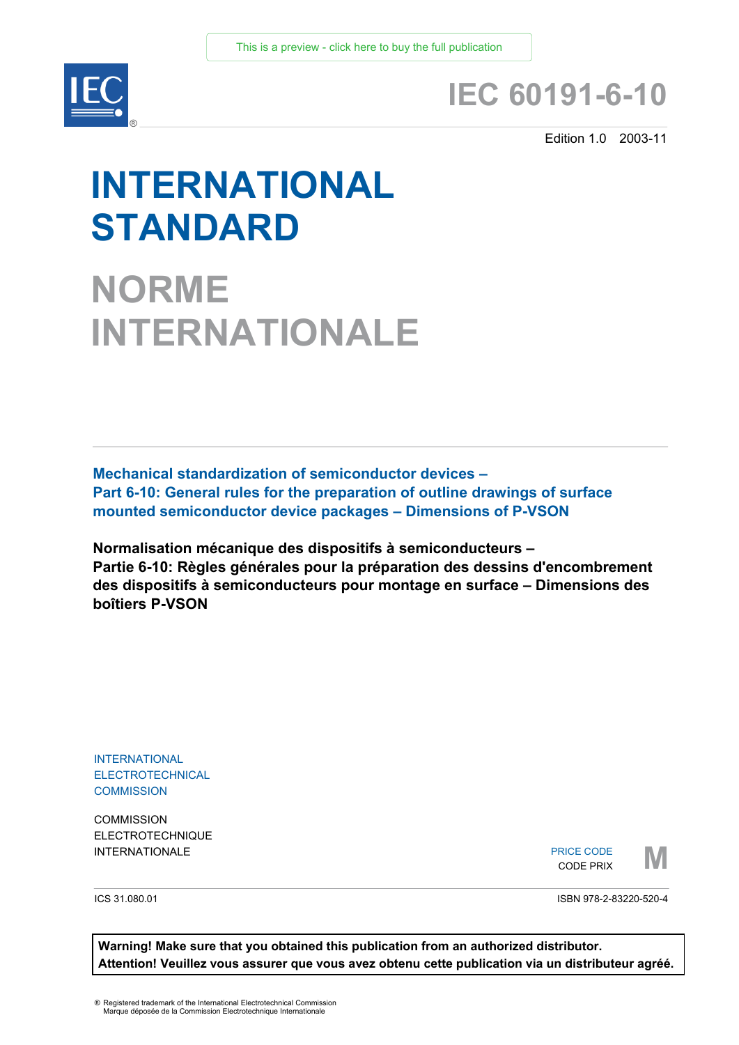This is a preview - click here to buy the full publication

IEC®

# IEC 60191-6-10

Edition 1.0 2003-11

# INTERNATIONAL STANDARD

# NORME INTERNATIONALE

**Mechanical standardization of semiconductor devices –**
**Part 6-10: General rules for the preparation of outline drawings of surface mounted semiconductor device packages – Dimensions of P-VSON**

**Normalisation mécanique des dispositifs à semiconducteurs –**
**Partie 6-10: Règles générales pour la préparation des dessins d'encombrement des dispositifs à semiconducteurs pour montage en surface – Dimensions des boîtiers P-VSON**

INTERNATIONAL
ELECTROTECHNICAL
COMMISSION

COMMISSION
ELECTROTECHNIQUE
INTERNATIONALE

PRICE CODE
CODE PRIX
**M**

ICS 31.080.01

ISBN 978-2-83220-520-4

**Warning! Make sure that you obtained this publication from an authorized distributor.**
**Attention! Veuillez vous assurer que vous avez obtenu cette publication via un distributeur agréé.**

® Registered trademark of the International Electrotechnical Commission
Marque déposée de la Commission Electrotechnique Internationale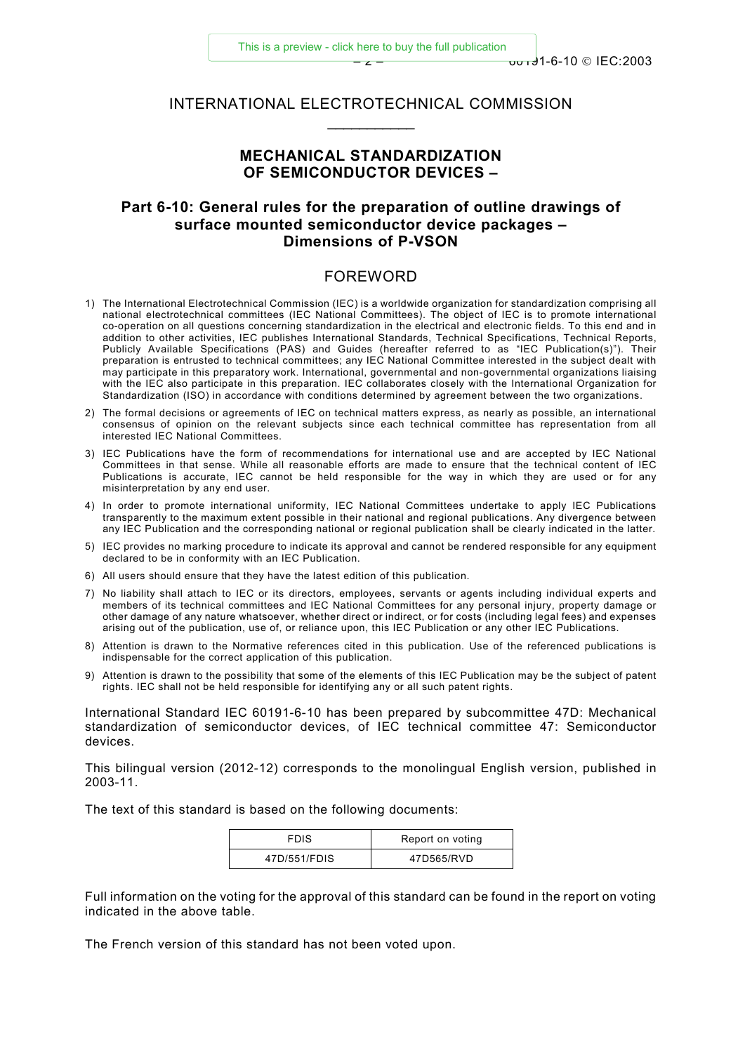INTERNATIONAL ELECTROTECHNICAL COMMISSION

___________

# MECHANICAL STANDARDIZATION OF SEMICONDUCTOR DEVICES –

## Part 6-10: General rules for the preparation of outline drawings of surface mounted semiconductor device packages – Dimensions of P-VSON

## FOREWORD

1) The International Electrotechnical Commission (IEC) is a worldwide organization for standardization comprising all national electrotechnical committees (IEC National Committees). The object of IEC is to promote international co-operation on all questions concerning standardization in the electrical and electronic fields. To this end and in addition to other activities, IEC publishes International Standards, Technical Specifications, Technical Reports, Publicly Available Specifications (PAS) and Guides (hereafter referred to as "IEC Publication(s)"). Their preparation is entrusted to technical committees; any IEC National Committee interested in the subject dealt with may participate in this preparatory work. International, governmental and non-governmental organizations liaising with the IEC also participate in this preparation. IEC collaborates closely with the International Organization for Standardization (ISO) in accordance with conditions determined by agreement between the two organizations.

2) The formal decisions or agreements of IEC on technical matters express, as nearly as possible, an international consensus of opinion on the relevant subjects since each technical committee has representation from all interested IEC National Committees.

3) IEC Publications have the form of recommendations for international use and are accepted by IEC National Committees in that sense. While all reasonable efforts are made to ensure that the technical content of IEC Publications is accurate, IEC cannot be held responsible for the way in which they are used or for any misinterpretation by any end user.

4) In order to promote international uniformity, IEC National Committees undertake to apply IEC Publications transparently to the maximum extent possible in their national and regional publications. Any divergence between any IEC Publication and the corresponding national or regional publication shall be clearly indicated in the latter.

5) IEC provides no marking procedure to indicate its approval and cannot be rendered responsible for any equipment declared to be in conformity with an IEC Publication.

6) All users should ensure that they have the latest edition of this publication.

7) No liability shall attach to IEC or its directors, employees, servants or agents including individual experts and members of its technical committees and IEC National Committees for any personal injury, property damage or other damage of any nature whatsoever, whether direct or indirect, or for costs (including legal fees) and expenses arising out of the publication, use of, or reliance upon, this IEC Publication or any other IEC Publications.

8) Attention is drawn to the Normative references cited in this publication. Use of the referenced publications is indispensable for the correct application of this publication.

9) Attention is drawn to the possibility that some of the elements of this IEC Publication may be the subject of patent rights. IEC shall not be held responsible for identifying any or all such patent rights.

International Standard IEC 60191-6-10 has been prepared by subcommittee 47D: Mechanical standardization of semiconductor devices, of IEC technical committee 47: Semiconductor devices.

This bilingual version (2012-12) corresponds to the monolingual English version, published in 2003-11.

The text of this standard is based on the following documents:

| FDIS | Report on voting |
|---|---|
| 47D/551/FDIS | 47D565/RVD |

Full information on the voting for the approval of this standard can be found in the report on voting indicated in the above table.

The French version of this standard has not been voted upon.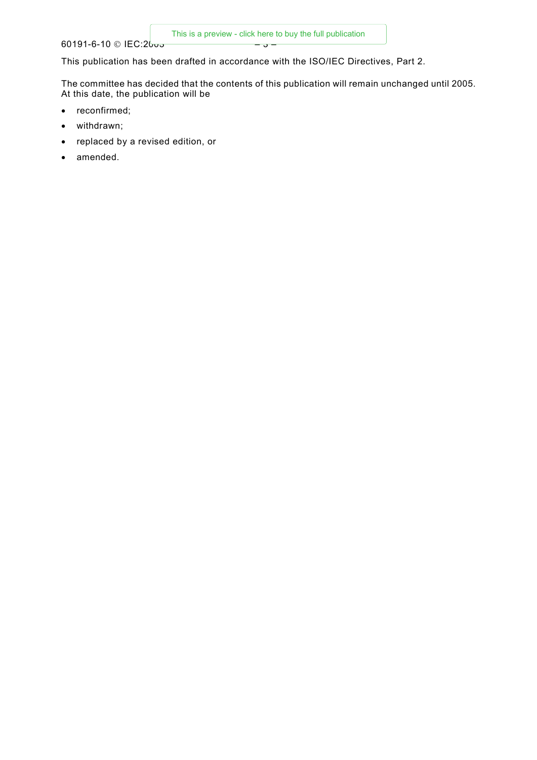This publication has been drafted in accordance with the ISO/IEC Directives, Part 2.

The committee has decided that the contents of this publication will remain unchanged until 2005. At this date, the publication will be

- reconfirmed;
- withdrawn;
- replaced by a revised edition, or
- amended.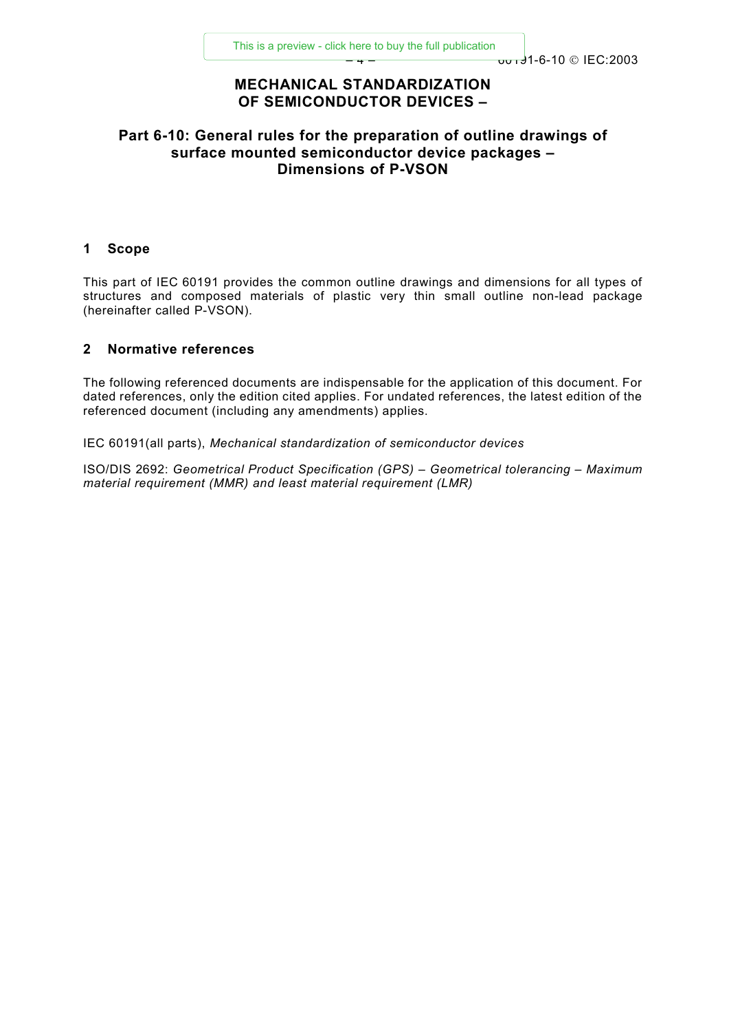# MECHANICAL STANDARDIZATION OF SEMICONDUCTOR DEVICES –

## Part 6-10: General rules for the preparation of outline drawings of surface mounted semiconductor device packages – Dimensions of P-VSON

## 1 Scope

This part of IEC 60191 provides the common outline drawings and dimensions for all types of structures and composed materials of plastic very thin small outline non-lead package (hereinafter called P-VSON).

## 2 Normative references

The following referenced documents are indispensable for the application of this document. For dated references, only the edition cited applies. For undated references, the latest edition of the referenced document (including any amendments) applies.

IEC 60191(all parts), *Mechanical standardization of semiconductor devices*

ISO/DIS 2692: *Geometrical Product Specification (GPS) – Geometrical tolerancing – Maximum material requirement (MMR) and least material requirement (LMR)*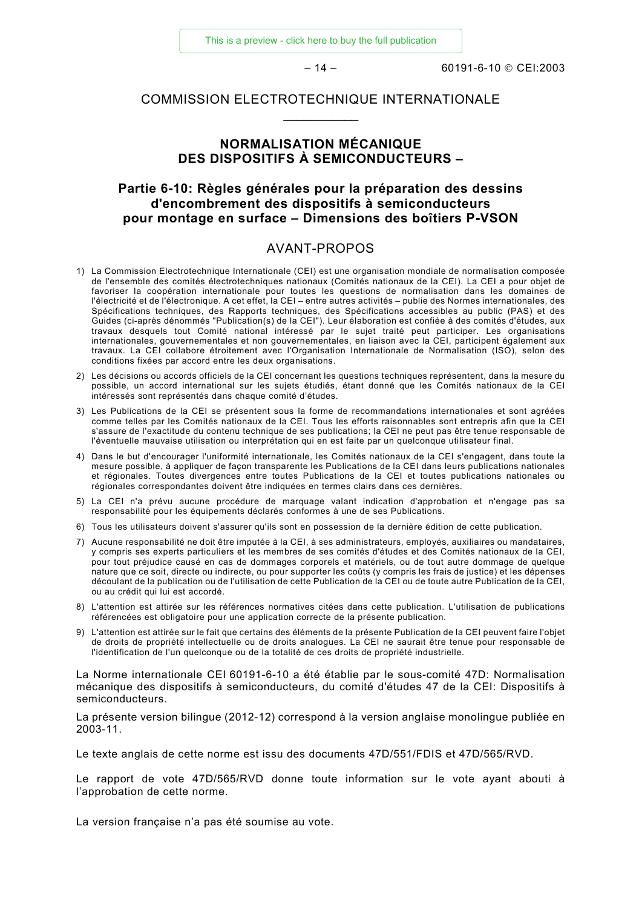COMMISSION ELECTROTECHNIQUE INTERNATIONALE

___________

# NORMALISATION MÉCANIQUE DES DISPOSITIFS À SEMICONDUCTEURS –

## Partie 6-10: Règles générales pour la préparation des dessins d'encombrement des dispositifs à semiconducteurs pour montage en surface – Dimensions des boîtiers P-VSON

## AVANT-PROPOS

1) La Commission Electrotechnique Internationale (CEI) est une organisation mondiale de normalisation composée de l'ensemble des comités électrotechniques nationaux (Comités nationaux de la CEI). La CEI a pour objet de favoriser la coopération internationale pour toutes les questions de normalisation dans les domaines de l'électricité et de l'électronique. A cet effet, la CEI – entre autres activités – publie des Normes internationales, des Spécifications techniques, des Rapports techniques, des Spécifications accessibles au public (PAS) et des Guides (ci-après dénommés "Publication(s) de la CEI"). Leur élaboration est confiée à des comités d'études, aux travaux desquels tout Comité national intéressé par le sujet traité peut participer. Les organisations internationales, gouvernementales et non gouvernementales, en liaison avec la CEI, participent également aux travaux. La CEI collabore étroitement avec l'Organisation Internationale de Normalisation (ISO), selon des conditions fixées par accord entre les deux organisations.

2) Les décisions ou accords officiels de la CEI concernant les questions techniques représentent, dans la mesure du possible, un accord international sur les sujets étudiés, étant donné que les Comités nationaux de la CEI intéressés sont représentés dans chaque comité d'études.

3) Les Publications de la CEI se présentent sous la forme de recommandations internationales et sont agréées comme telles par les Comités nationaux de la CEI. Tous les efforts raisonnables sont entrepris afin que la CEI s'assure de l'exactitude du contenu technique de ses publications; la CEI ne peut pas être tenue responsable de l'éventuelle mauvaise utilisation ou interprétation qui en est faite par un quelconque utilisateur final.

4) Dans le but d'encourager l'uniformité internationale, les Comités nationaux de la CEI s'engagent, dans toute la mesure possible, à appliquer de façon transparente les Publications de la CEI dans leurs publications nationales et régionales. Toutes divergences entre toutes Publications de la CEI et toutes publications nationales ou régionales correspondantes doivent être indiquées en termes clairs dans ces dernières.

5) La CEI n'a prévu aucune procédure de marquage valant indication d'approbation et n'engage pas sa responsabilité pour les équipements déclarés conformes à une de ses Publications.

6) Tous les utilisateurs doivent s'assurer qu'ils sont en possession de la dernière édition de cette publication.

7) Aucune responsabilité ne doit être imputée à la CEI, à ses administrateurs, employés, auxiliaires ou mandataires, y compris ses experts particuliers et les membres de ses comités d'études et des Comités nationaux de la CEI, pour tout préjudice causé en cas de dommages corporels et matériels, ou de tout autre dommage de quelque nature que ce soit, directe ou indirecte, ou pour supporter les coûts (y compris les frais de justice) et les dépenses découlant de la publication ou de l'utilisation de cette Publication de la CEI ou de toute autre Publication de la CEI, ou au crédit qui lui est accordé.

8) L'attention est attirée sur les références normatives citées dans cette publication. L'utilisation de publications référencées est obligatoire pour une application correcte de la présente publication.

9) L'attention est attirée sur le fait que certains des éléments de la présente Publication de la CEI peuvent faire l'objet de droits de propriété intellectuelle ou de droits analogues. La CEI ne saurait être tenue pour responsable de l'identification de l'un quelconque ou de la totalité de ces droits de propriété industrielle.

La Norme internationale CEI 60191-6-10 a été établie par le sous-comité 47D: Normalisation mécanique des dispositifs à semiconducteurs, du comité d'études 47 de la CEI: Dispositifs à semiconducteurs.

La présente version bilingue (2012-12) correspond à la version anglaise monolingue publiée en 2003-11.

Le texte anglais de cette norme est issu des documents 47D/551/FDIS et 47D/565/RVD.

Le rapport de vote 47D/565/RVD donne toute information sur le vote ayant abouti à l'approbation de cette norme.

La version française n'a pas été soumise au vote.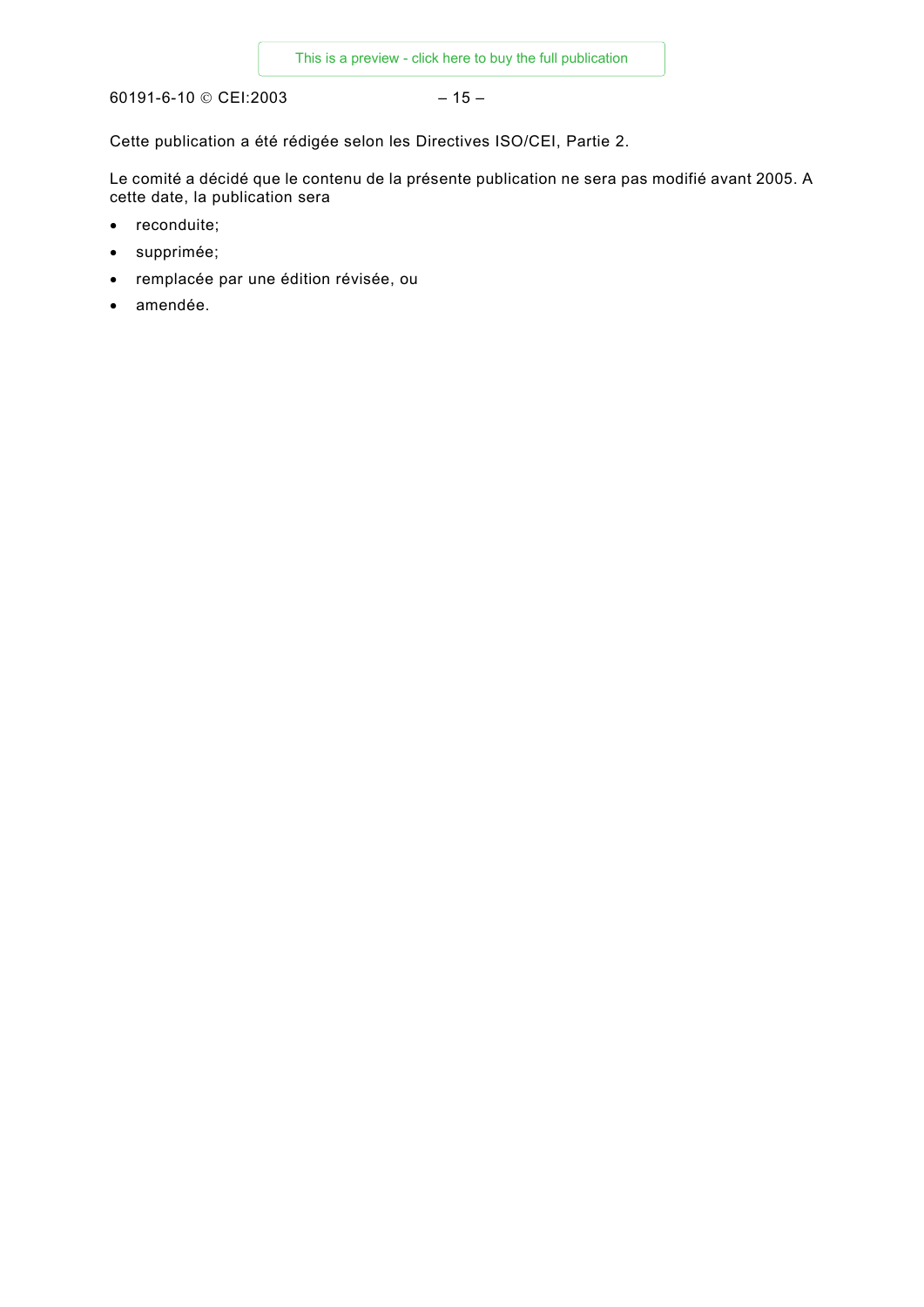Cette publication a été rédigée selon les Directives ISO/CEI, Partie 2.

Le comité a décidé que le contenu de la présente publication ne sera pas modifié avant 2005. A cette date, la publication sera

- reconduite;
- supprimée;
- remplacée par une édition révisée, ou
- amendée.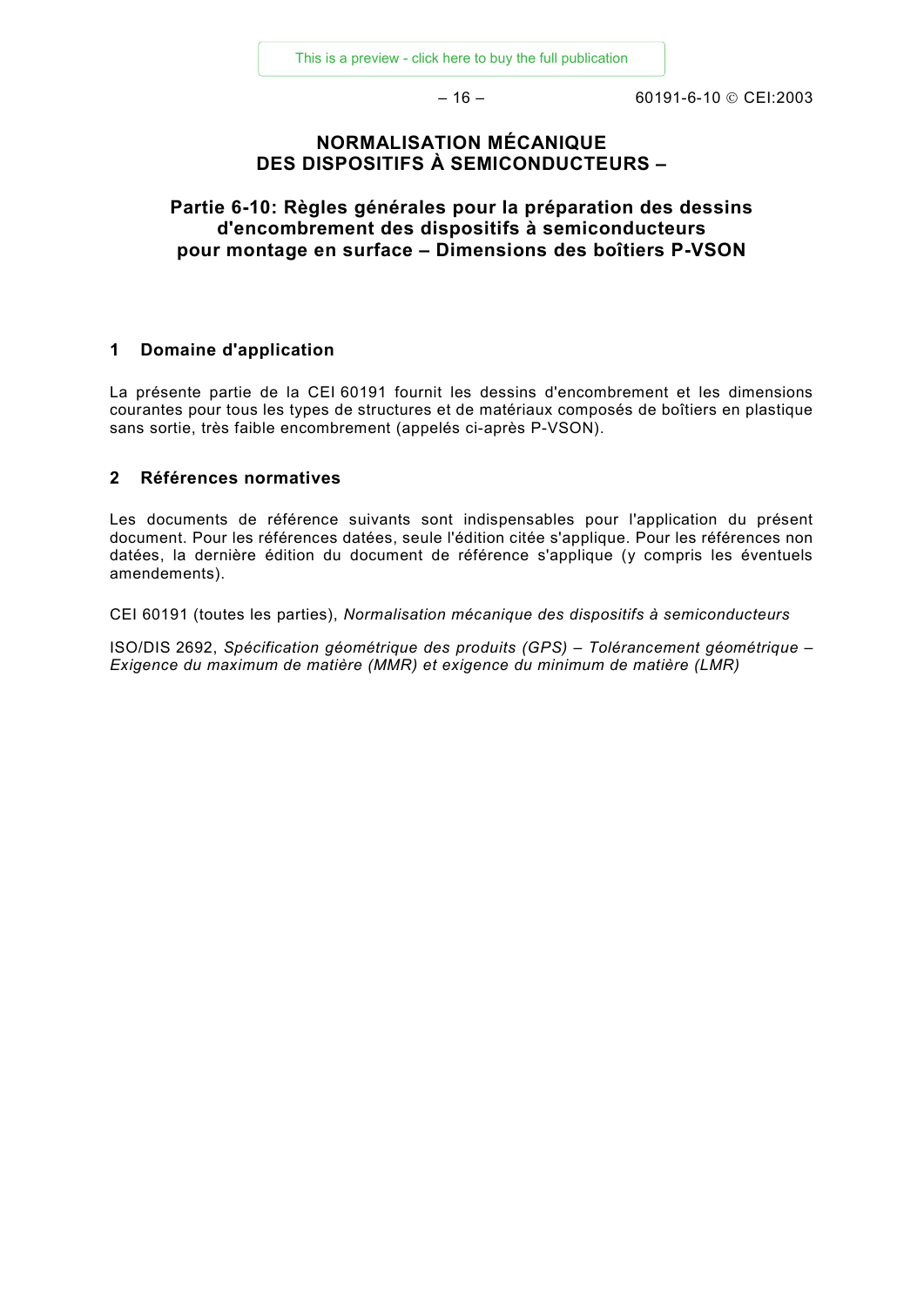# NORMALISATION MÉCANIQUE DES DISPOSITIFS À SEMICONDUCTEURS –

## Partie 6-10: Règles générales pour la préparation des dessins d'encombrement des dispositifs à semiconducteurs pour montage en surface – Dimensions des boîtiers P-VSON

## 1 Domaine d'application

La présente partie de la CEI 60191 fournit les dessins d'encombrement et les dimensions courantes pour tous les types de structures et de matériaux composés de boîtiers en plastique sans sortie, très faible encombrement (appelés ci-après P-VSON).

## 2 Références normatives

Les documents de référence suivants sont indispensables pour l'application du présent document. Pour les références datées, seule l'édition citée s'applique. Pour les références non datées, la dernière édition du document de référence s'applique (y compris les éventuels amendements).

CEI 60191 (toutes les parties), *Normalisation mécanique des dispositifs à semiconducteurs*

ISO/DIS 2692, *Spécification géométrique des produits (GPS) – Tolérancement géométrique – Exigence du maximum de matière (MMR) et exigence du minimum de matière (LMR)*